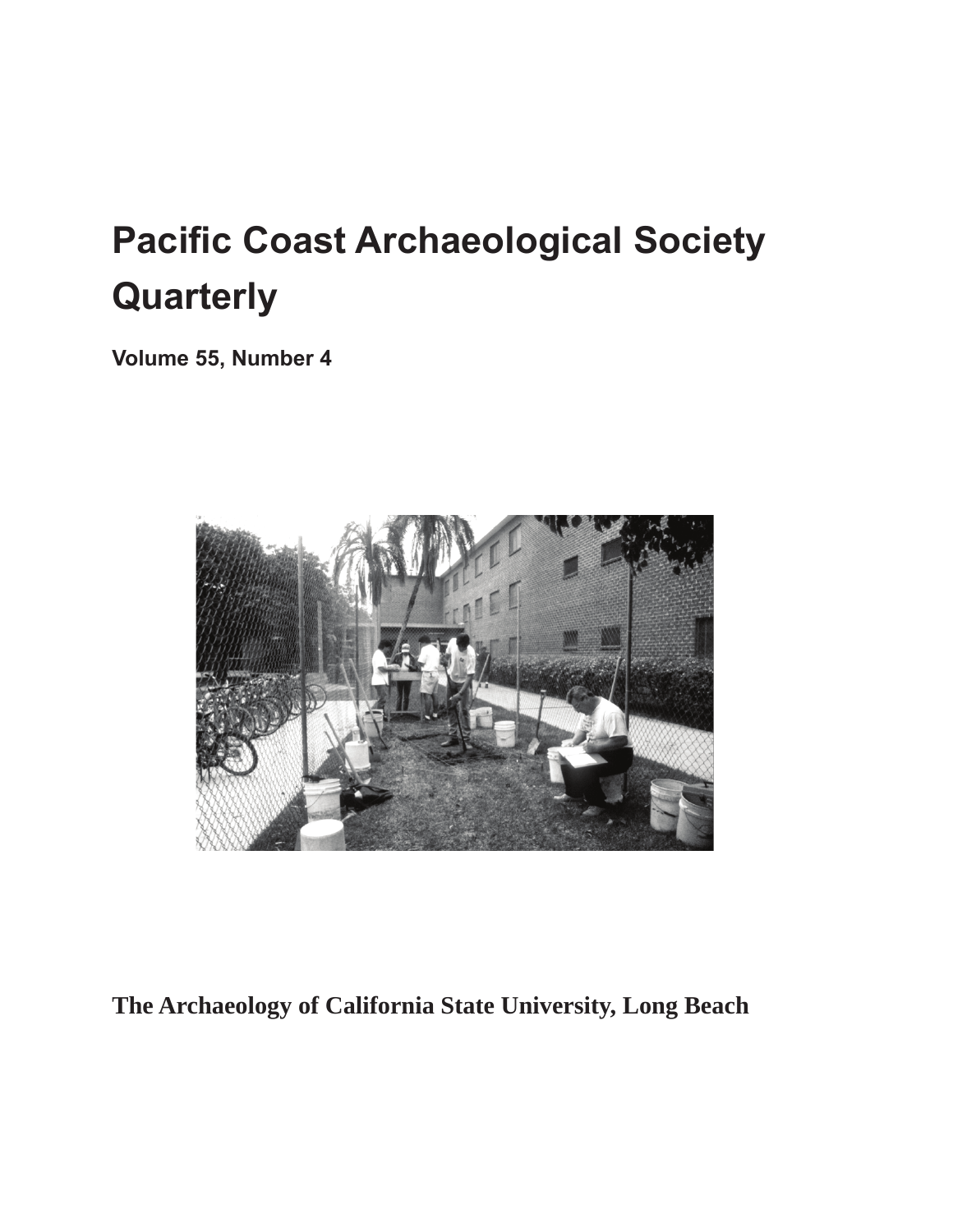# Pacific Coast Archaeological Society Quarterly

**Volume 55, Number 4**

**The Archaeology of California State University, Long Beach**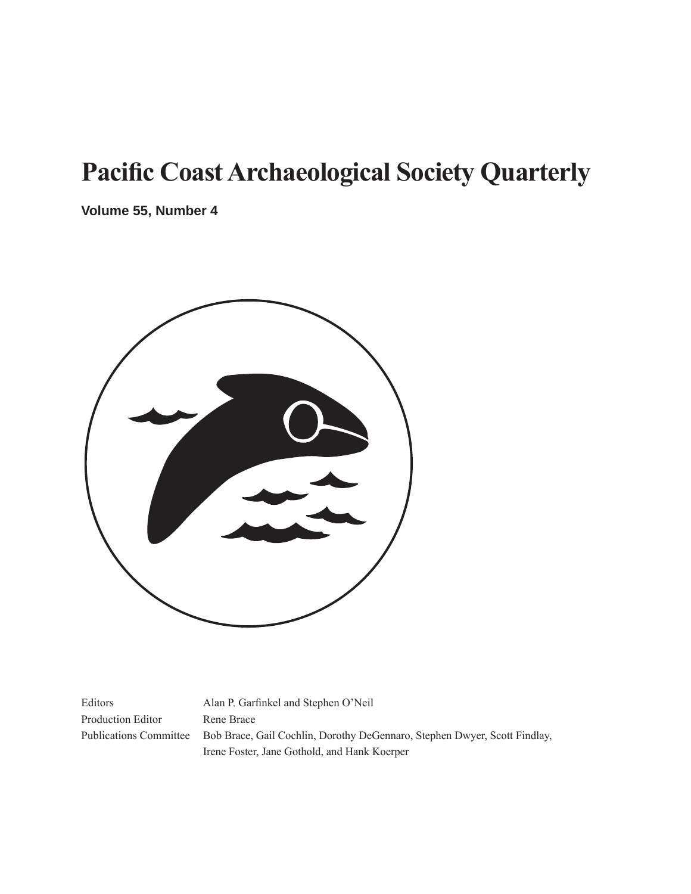# Pacific Coast Archaeological Society Quarterly

**Volume 55, Number 4**

| | |
|---|---|
| Editors | Alan P. Garfinkel and Stephen O'Neil |
| Production Editor | Rene Brace |
| Publications Committee | Bob Brace, Gail Cochlin, Dorothy DeGennaro, Stephen Dwyer, Scott Findlay, Irene Foster, Jane Gothold, and Hank Koerper |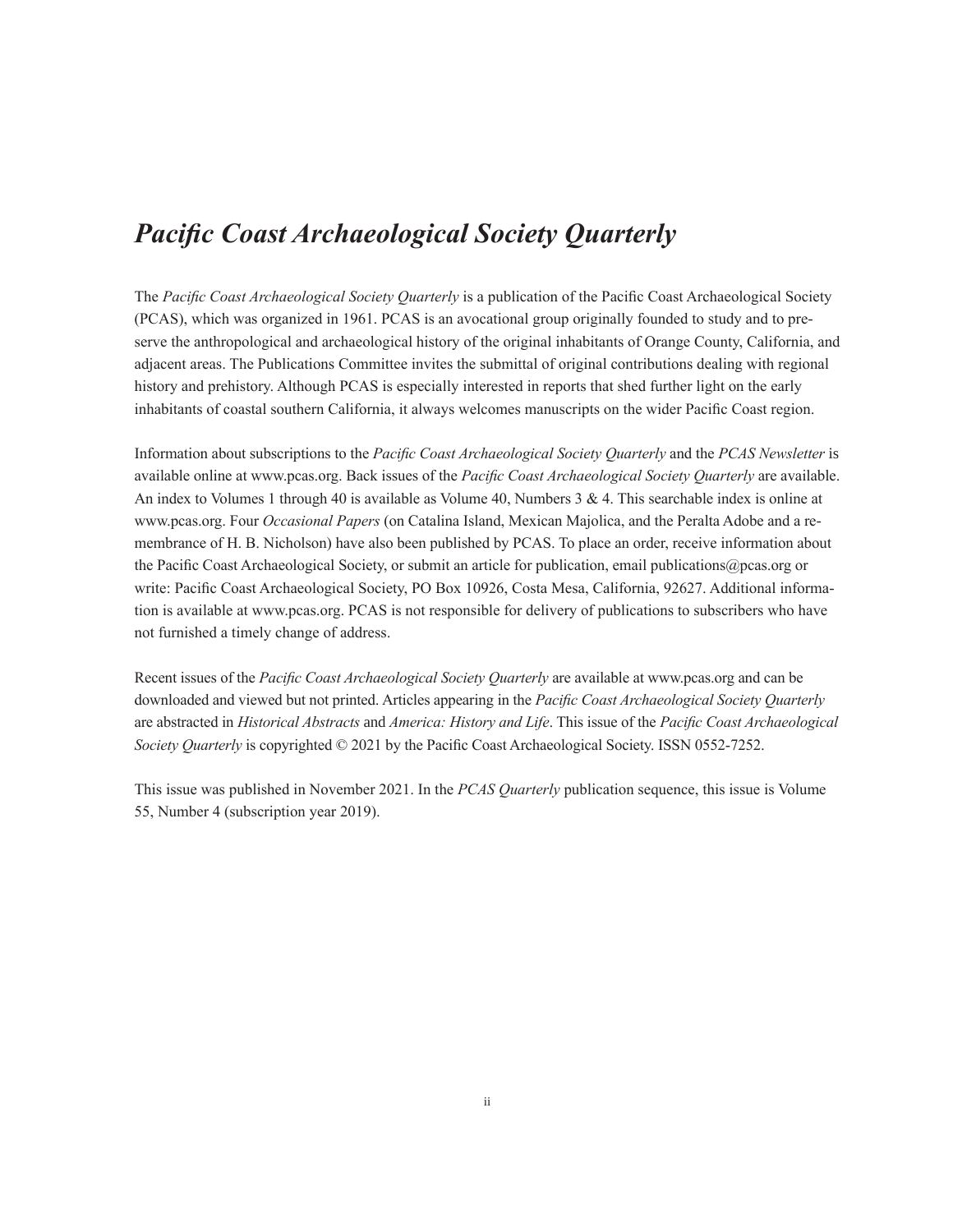# *Pacific Coast Archaeological Society Quarterly*

The *Pacific Coast Archaeological Society Quarterly* is a publication of the Pacific Coast Archaeological Society (PCAS), which was organized in 1961. PCAS is an avocational group originally founded to study and to preserve the anthropological and archaeological history of the original inhabitants of Orange County, California, and adjacent areas. The Publications Committee invites the submittal of original contributions dealing with regional history and prehistory. Although PCAS is especially interested in reports that shed further light on the early inhabitants of coastal southern California, it always welcomes manuscripts on the wider Pacific Coast region.

Information about subscriptions to the *Pacific Coast Archaeological Society Quarterly* and the *PCAS Newsletter* is available online at www.pcas.org. Back issues of the *Pacific Coast Archaeological Society Quarterly* are available. An index to Volumes 1 through 40 is available as Volume 40, Numbers 3 & 4. This searchable index is online at www.pcas.org. Four *Occasional Papers* (on Catalina Island, Mexican Majolica, and the Peralta Adobe and a remembrance of H. B. Nicholson) have also been published by PCAS. To place an order, receive information about the Pacific Coast Archaeological Society, or submit an article for publication, email publications@pcas.org or write: Pacific Coast Archaeological Society, PO Box 10926, Costa Mesa, California, 92627. Additional information is available at www.pcas.org. PCAS is not responsible for delivery of publications to subscribers who have not furnished a timely change of address.

Recent issues of the *Pacific Coast Archaeological Society Quarterly* are available at www.pcas.org and can be downloaded and viewed but not printed. Articles appearing in the *Pacific Coast Archaeological Society Quarterly* are abstracted in *Historical Abstracts* and *America: History and Life*. This issue of the *Pacific Coast Archaeological Society Quarterly* is copyrighted © 2021 by the Pacific Coast Archaeological Society. ISSN 0552-7252.

This issue was published in November 2021. In the *PCAS Quarterly* publication sequence, this issue is Volume 55, Number 4 (subscription year 2019).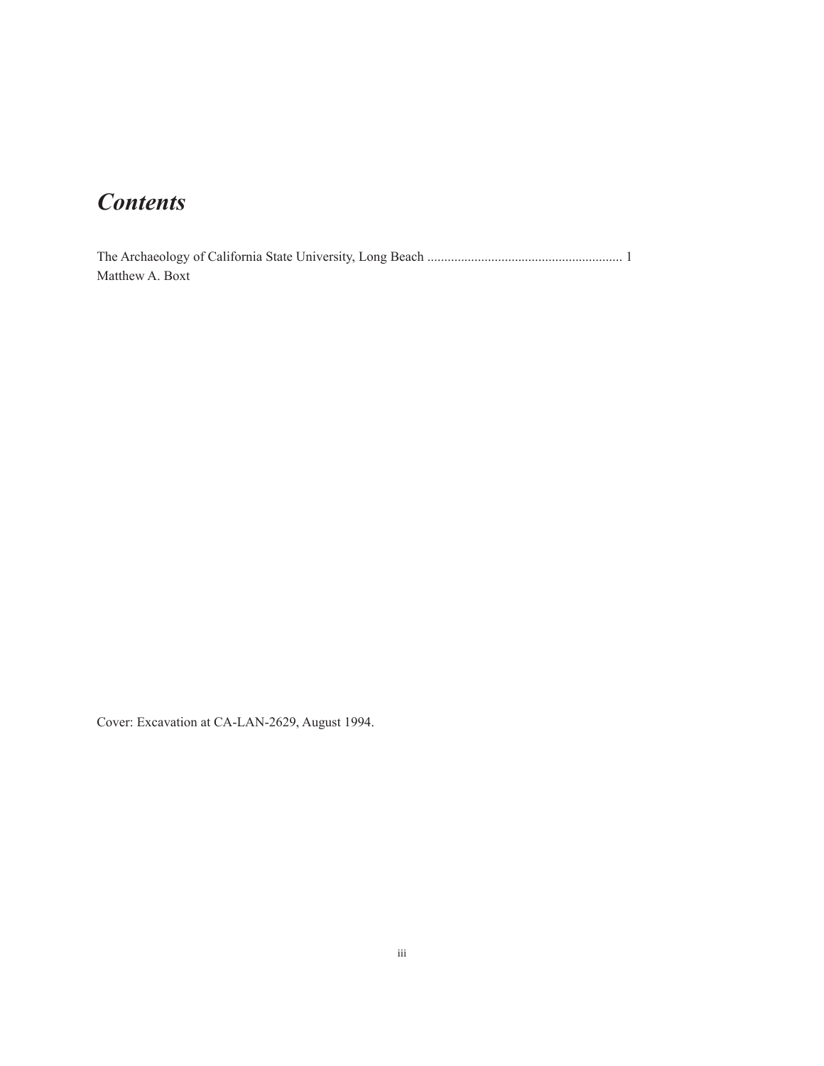# *Contents*

The Archaeology of California State University, Long Beach .......................................................... 1
Matthew A. Boxt

Cover: Excavation at CA-LAN-2629, August 1994.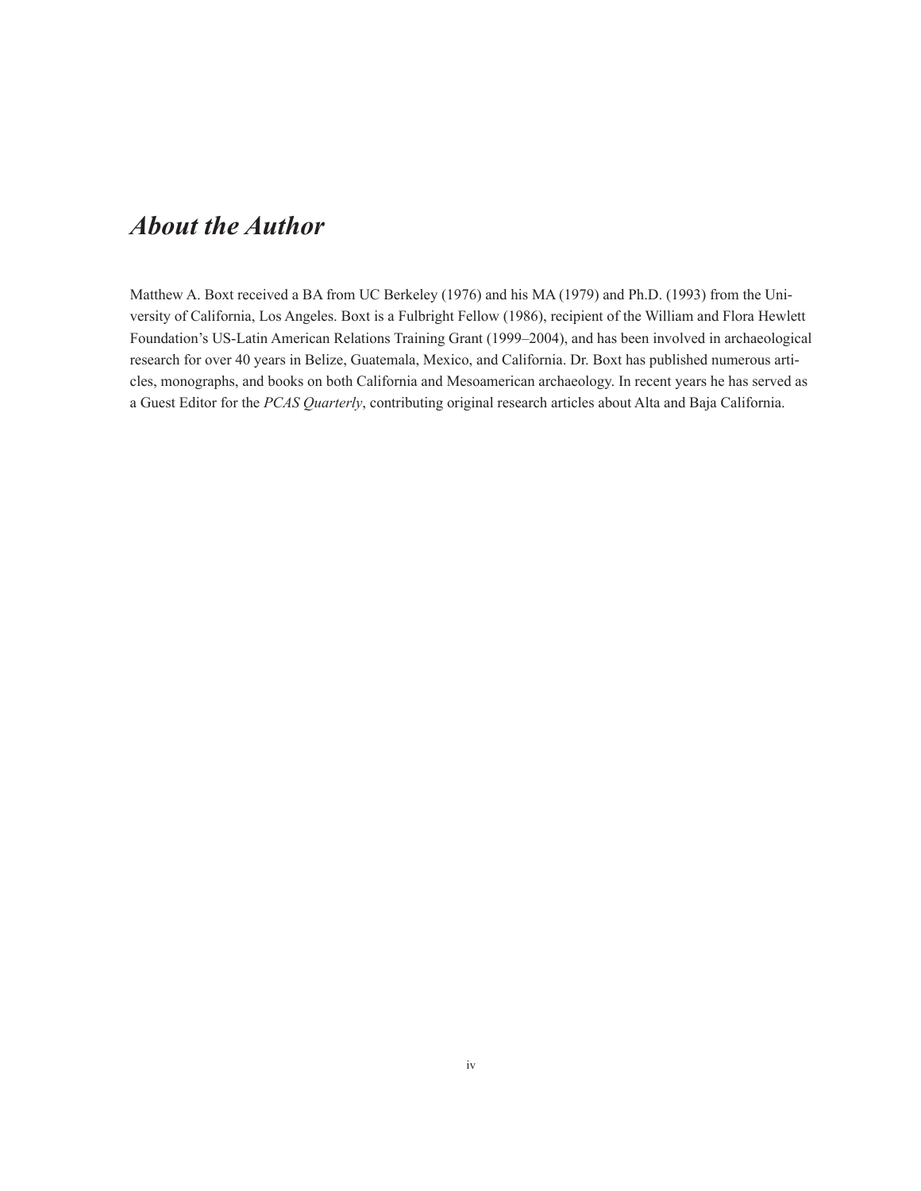## *About the Author*

Matthew A. Boxt received a BA from UC Berkeley (1976) and his MA (1979) and Ph.D. (1993) from the University of California, Los Angeles. Boxt is a Fulbright Fellow (1986), recipient of the William and Flora Hewlett Foundation's US-Latin American Relations Training Grant (1999–2004), and has been involved in archaeological research for over 40 years in Belize, Guatemala, Mexico, and California. Dr. Boxt has published numerous articles, monographs, and books on both California and Mesoamerican archaeology. In recent years he has served as a Guest Editor for the *PCAS Quarterly*, contributing original research articles about Alta and Baja California.